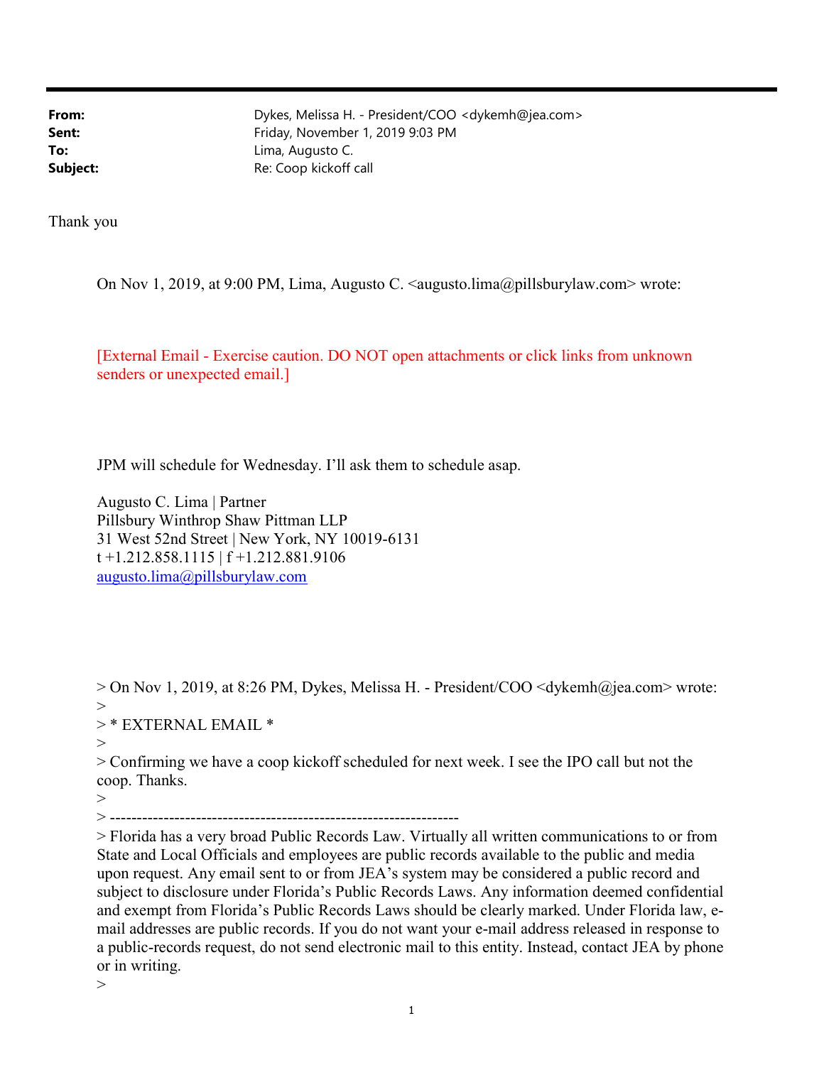**From:** Dykes, Melissa H. - President/COO <dykemh@jea.com>
**Sent:** Friday, November 1, 2019 9:03 PM
**To:** Lima, Augusto C.
**Subject:** Re: Coop kickoff call

Thank you

On Nov 1, 2019, at 9:00 PM, Lima, Augusto C. <augusto.lima@pillsburylaw.com> wrote:

[External Email - Exercise caution. DO NOT open attachments or click links from unknown senders or unexpected email.]

JPM will schedule for Wednesday. I'll ask them to schedule asap.

Augusto C. Lima | Partner
Pillsbury Winthrop Shaw Pittman LLP
31 West 52nd Street | New York, NY 10019-6131
t +1.212.858.1115 | f +1.212.881.9106
augusto.lima@pillsburylaw.com

> On Nov 1, 2019, at 8:26 PM, Dykes, Melissa H. - President/COO <dykemh@jea.com> wrote:
>
> * EXTERNAL EMAIL *
>
> Confirming we have a coop kickoff scheduled for next week. I see the IPO call but not the coop. Thanks.
>
> ---------------------------------------------------------------
> Florida has a very broad Public Records Law. Virtually all written communications to or from State and Local Officials and employees are public records available to the public and media upon request. Any email sent to or from JEA's system may be considered a public record and subject to disclosure under Florida's Public Records Laws. Any information deemed confidential and exempt from Florida's Public Records Laws should be clearly marked. Under Florida law, e-mail addresses are public records. If you do not want your e-mail address released in response to a public-records request, do not send electronic mail to this entity. Instead, contact JEA by phone or in writing.
>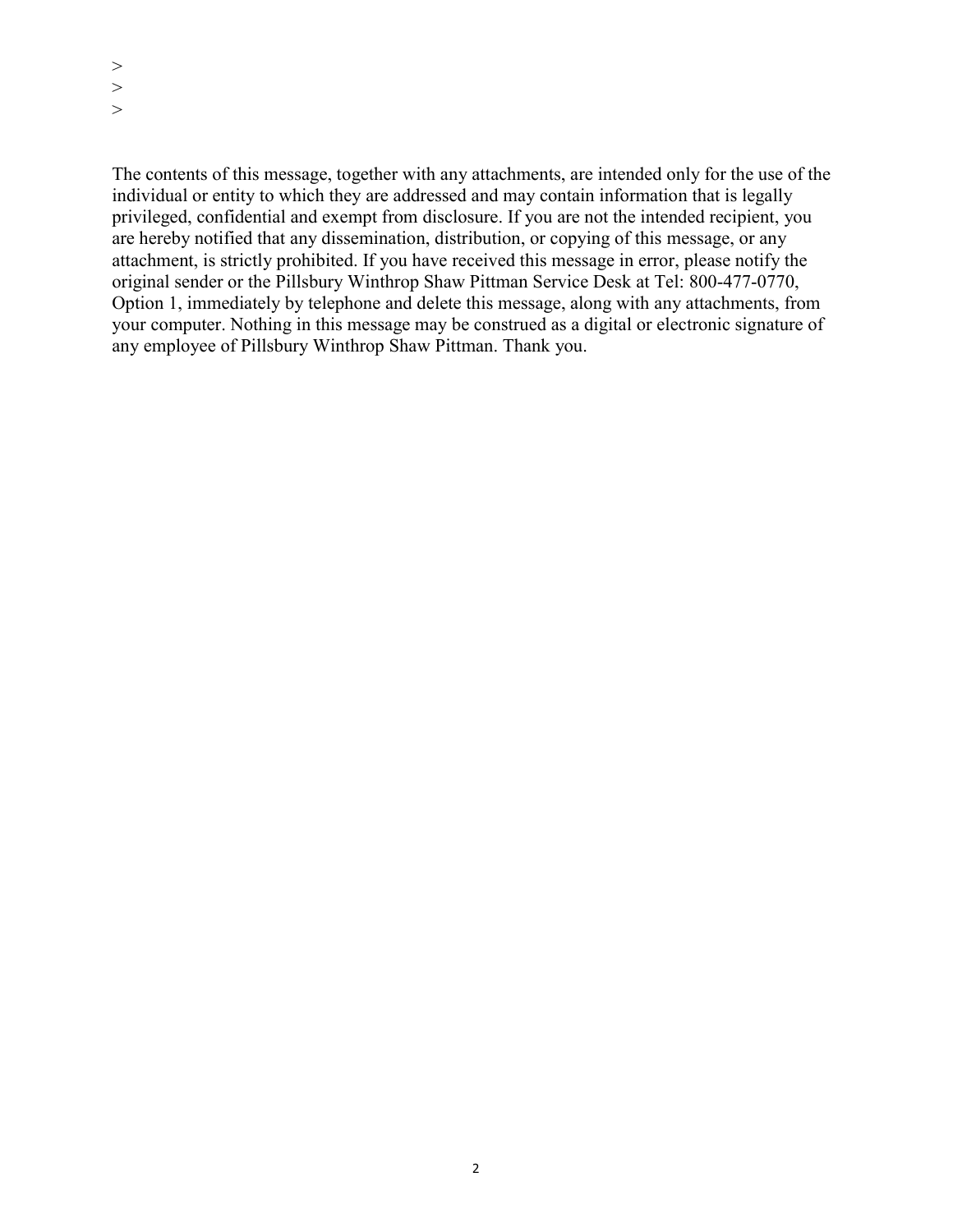>
>
>

The contents of this message, together with any attachments, are intended only for the use of the individual or entity to which they are addressed and may contain information that is legally privileged, confidential and exempt from disclosure. If you are not the intended recipient, you are hereby notified that any dissemination, distribution, or copying of this message, or any attachment, is strictly prohibited. If you have received this message in error, please notify the original sender or the Pillsbury Winthrop Shaw Pittman Service Desk at Tel: 800-477-0770, Option 1, immediately by telephone and delete this message, along with any attachments, from your computer. Nothing in this message may be construed as a digital or electronic signature of any employee of Pillsbury Winthrop Shaw Pittman. Thank you.